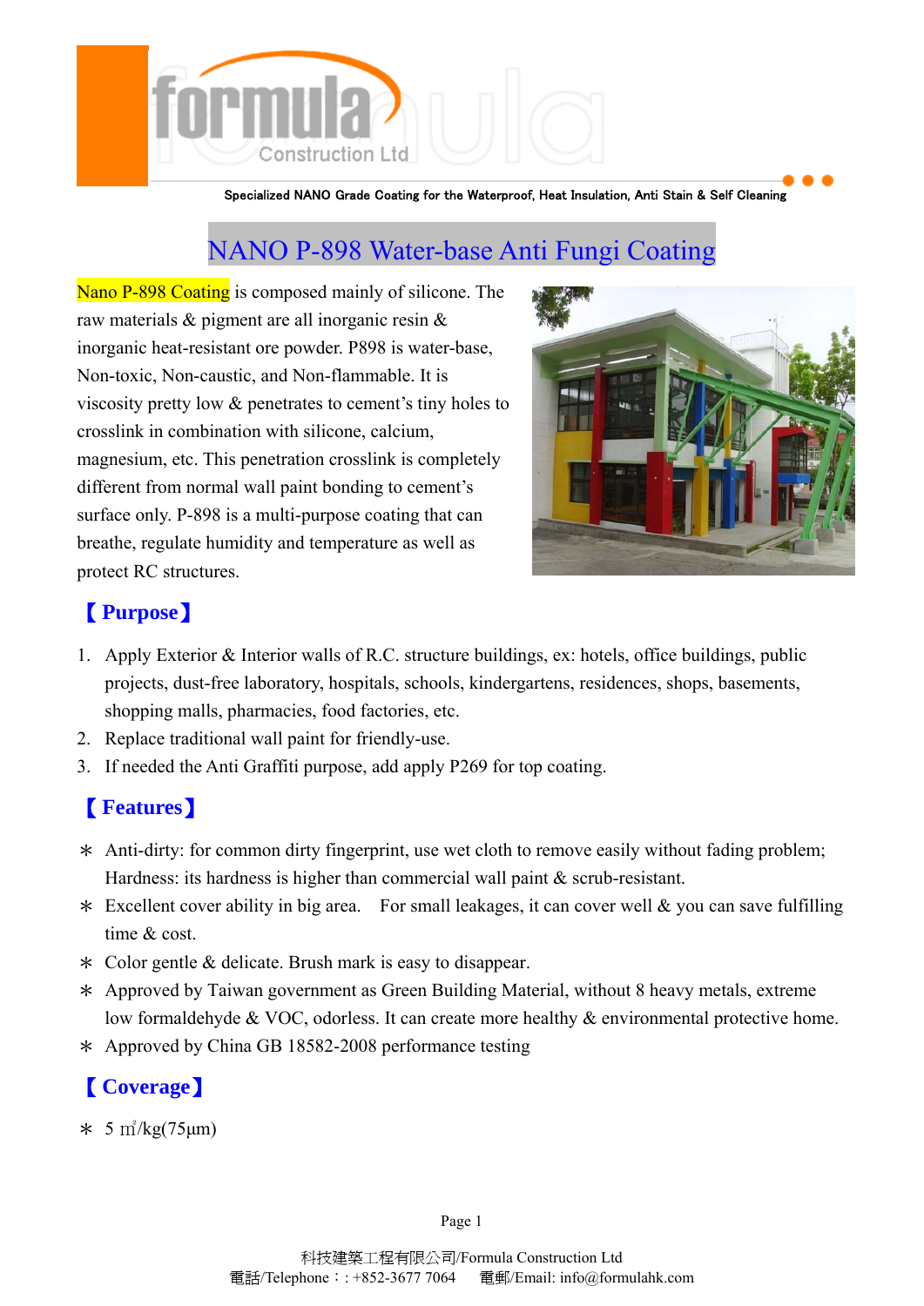Specialized NANO Grade Coating for the Waterproof, Heat Insulation, Anti Stain & Self Cleaning

# NANO P-898 Water-base Anti Fungi Coating

Nano P-898 Coating is composed mainly of silicone. The raw materials & pigment are all inorganic resin & inorganic heat-resistant ore powder. P898 is water-base, Non-toxic, Non-caustic, and Non-flammable. It is viscosity pretty low & penetrates to cement's tiny holes to crosslink in combination with silicone, calcium, magnesium, etc. This penetration crosslink is completely different from normal wall paint bonding to cement's surface only. P-898 is a multi-purpose coating that can breathe, regulate humidity and temperature as well as protect RC structures.

## 【Purpose】

1. Apply Exterior & Interior walls of R.C. structure buildings, ex: hotels, office buildings, public projects, dust-free laboratory, hospitals, schools, kindergartens, residences, shops, basements, shopping malls, pharmacies, food factories, etc.
2. Replace traditional wall paint for friendly-use.
3. If needed the Anti Graffiti purpose, add apply P269 for top coating.

## 【Features】

∗ Anti-dirty: for common dirty fingerprint, use wet cloth to remove easily without fading problem; Hardness: its hardness is higher than commercial wall paint & scrub-resistant.

∗ Excellent cover ability in big area. For small leakages, it can cover well & you can save fulfilling time & cost.

∗ Color gentle & delicate. Brush mark is easy to disappear.

∗ Approved by Taiwan government as Green Building Material, without 8 heavy metals, extreme low formaldehyde & VOC, odorless. It can create more healthy & environmental protective home.

∗ Approved by China GB 18582-2008 performance testing

## 【Coverage】

∗ 5 ㎡/kg(75μm)

科技建築工程有限公司/Formula Construction Ltd
電話/Telephone：: +852-3677 7064 電郵/Email: info@formulahk.com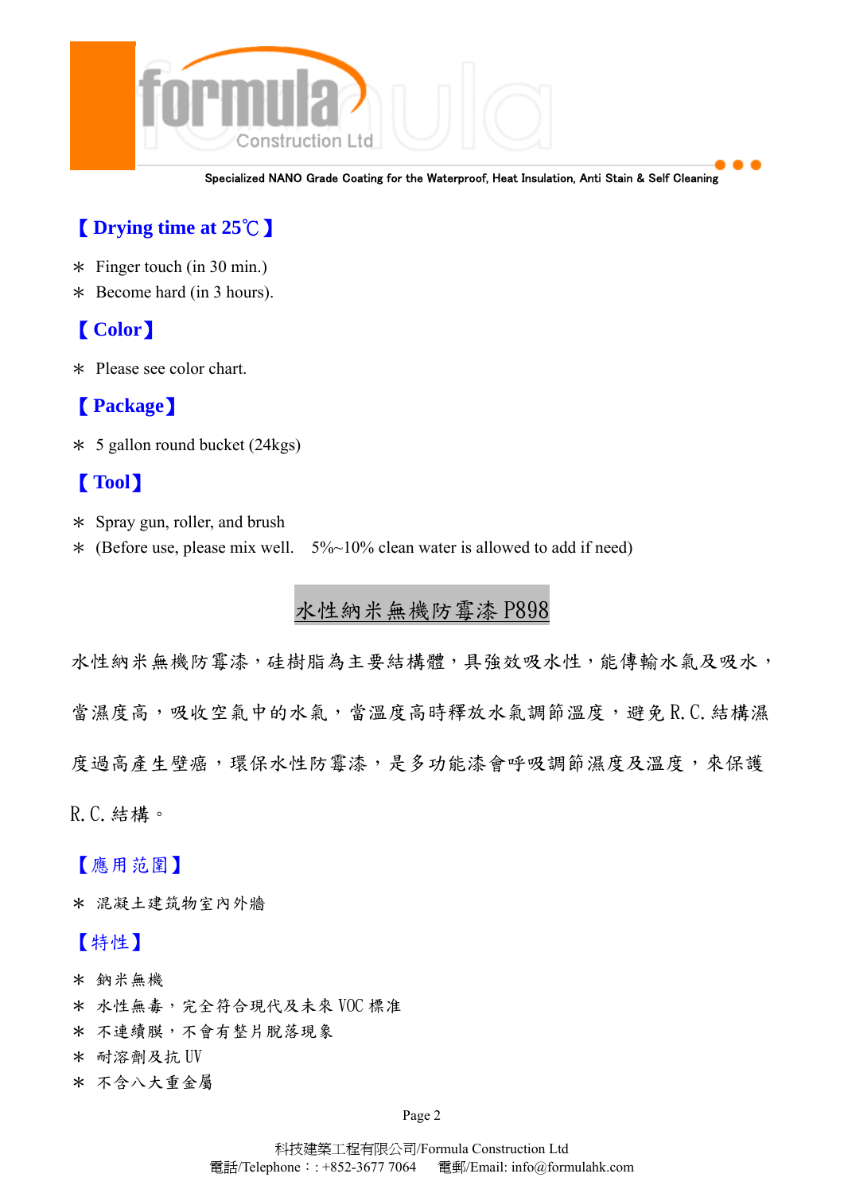## 【 Drying time at 25℃ 】

∗ Finger touch (in 30 min.)
∗ Become hard (in 3 hours).

## 【 Color】

∗ Please see color chart.

## 【 Package】

∗ 5 gallon round bucket (24kgs)

## 【 Tool】

∗ Spray gun, roller, and brush
∗ (Before use, please mix well. 5%~10% clean water is allowed to add if need)

# 水性納米無機防霉漆 P898

水性納米無機防霉漆，硅樹脂為主要結構體，具強效吸水性，能傳輸水氣及吸水，當濕度高，吸收空氣中的水氣，當溫度高時釋放水氣調節溫度，避免 R.C. 結構濕度過高產生壁癌，環保水性防霉漆，是多功能漆會呼吸調節濕度及溫度，來保護 R.C. 結構。

## 【應用范圍】

∗ 混凝土建筑物室內外牆

## 【特性】

∗ 鈉米無機
∗ 水性無毒，完全符合現代及未來 VOC 標准
∗ 不連續膜，不會有整片脫落現象
∗ 耐溶劑及抗 UV
∗ 不含八大重金屬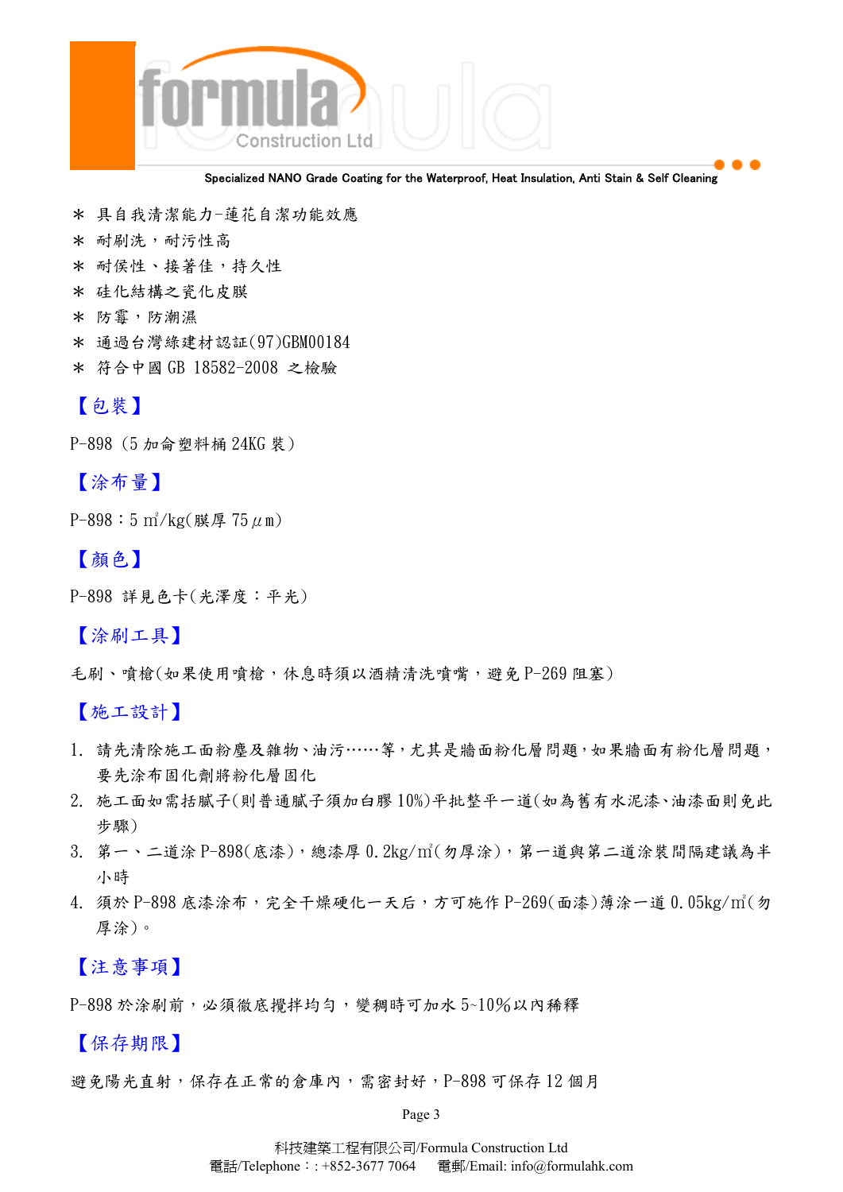* 具自我清潔能力-蓮花自潔功能效應
* 耐刷洗，耐污性高
* 耐侯性、接著佳，持久性
* 硅化結構之瓷化皮膜
* 防霉，防潮濕
* 通過台灣綠建材認証(97)GBM00184
* 符合中國 GB 18582-2008 之檢驗

## 【包裝】

P-898（5 加侖塑料桶 24KG 裝）

## 【涂布量】

P-898：5 ㎡/kg(膜厚 75 μm)

## 【顏色】

P-898 詳見色卡(光澤度：平光)

## 【涂刷工具】

毛刷、噴槍(如果使用噴槍，休息時須以酒精清洗噴嘴，避免 P-269 阻塞)

## 【施工設計】

1. 請先清除施工面粉塵及雜物、油污……等，尤其是牆面粉化層問題，如果牆面有粉化層問題，要先涂布固化劑將粉化層固化
2. 施工面如需括膩子(則普通膩子須加白膠 10%)平批整平一道(如為舊有水泥漆、油漆面則免此步驟)
3. 第一、二道涂 P-898(底漆)，總漆厚 0.2kg/㎡(勿厚涂)，第一道與第二道涂裝間隔建議為半小時
4. 須於 P-898 底漆涂布，完全干燥硬化一天后，方可施作 P-269(面漆)薄涂一道 0.05kg/㎡(勿厚涂)。

## 【注意事項】

P-898 於涂刷前，必須徹底攪拌均勻，變稠時可加水 5~10%以內稀釋

## 【保存期限】

避免陽光直射，保存在正常的倉庫內，需密封好，P-898 可保存 12 個月